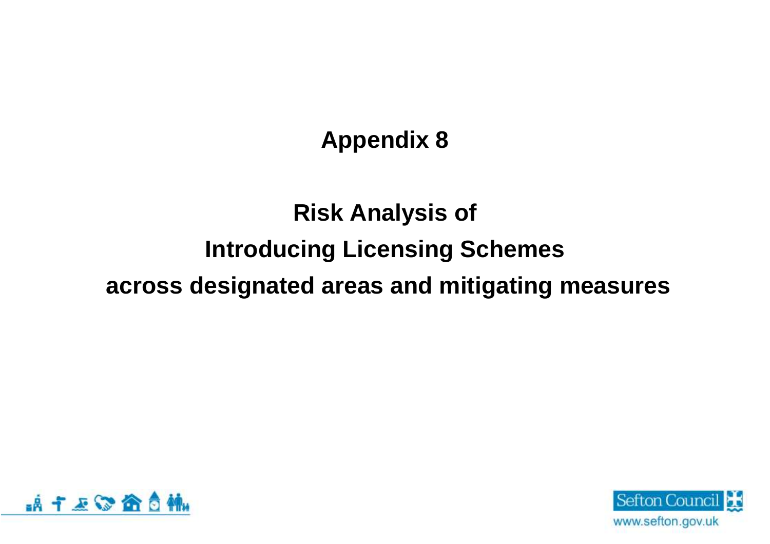# Appendix 8

# Risk Analysis of
# Introducing Licensing Schemes
# across designated areas and mitigating measures

Sefton Council

www.sefton.gov.uk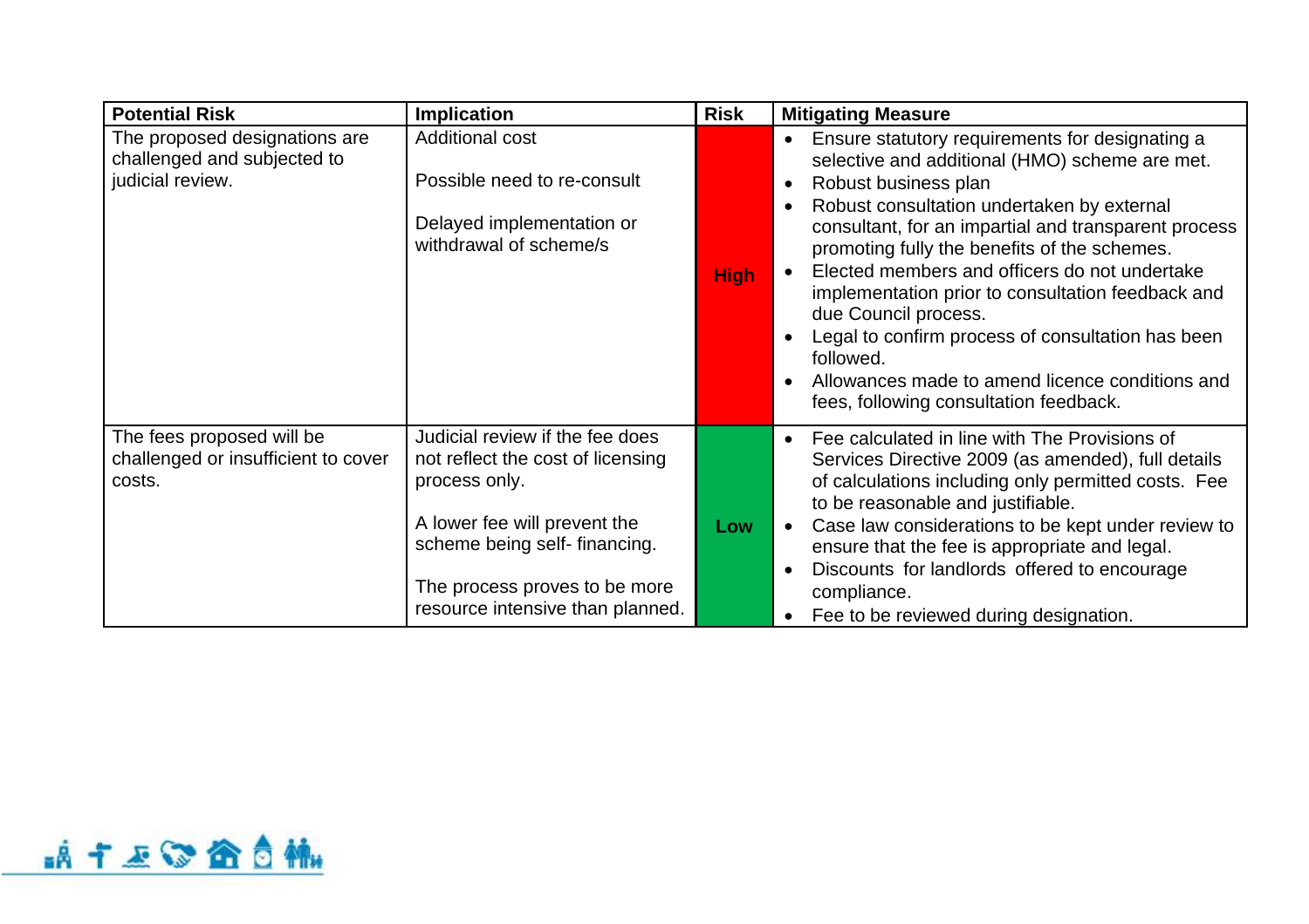| Potential Risk | Implication | Risk | Mitigating Measure |
|---|---|---|---|
| The proposed designations are challenged and subjected to judicial review. | Additional cost<br><br>Possible need to re-consult<br><br>Delayed implementation or withdrawal of scheme/s | High | • Ensure statutory requirements for designating a selective and additional (HMO) scheme are met.<br>• Robust business plan<br>• Robust consultation undertaken by external consultant, for an impartial and transparent process promoting fully the benefits of the schemes.<br>• Elected members and officers do not undertake implementation prior to consultation feedback and due Council process.<br>• Legal to confirm process of consultation has been followed.<br>• Allowances made to amend licence conditions and fees, following consultation feedback. |
| The fees proposed will be challenged or insufficient to cover costs. | Judicial review if the fee does not reflect the cost of licensing process only.<br><br>A lower fee will prevent the scheme being self- financing.<br><br>The process proves to be more resource intensive than planned. | Low | • Fee calculated in line with The Provisions of Services Directive 2009 (as amended), full details of calculations including only permitted costs. Fee to be reasonable and justifiable.<br>• Case law considerations to be kept under review to ensure that the fee is appropriate and legal.<br>• Discounts for landlords offered to encourage compliance.<br>• Fee to be reviewed during designation. |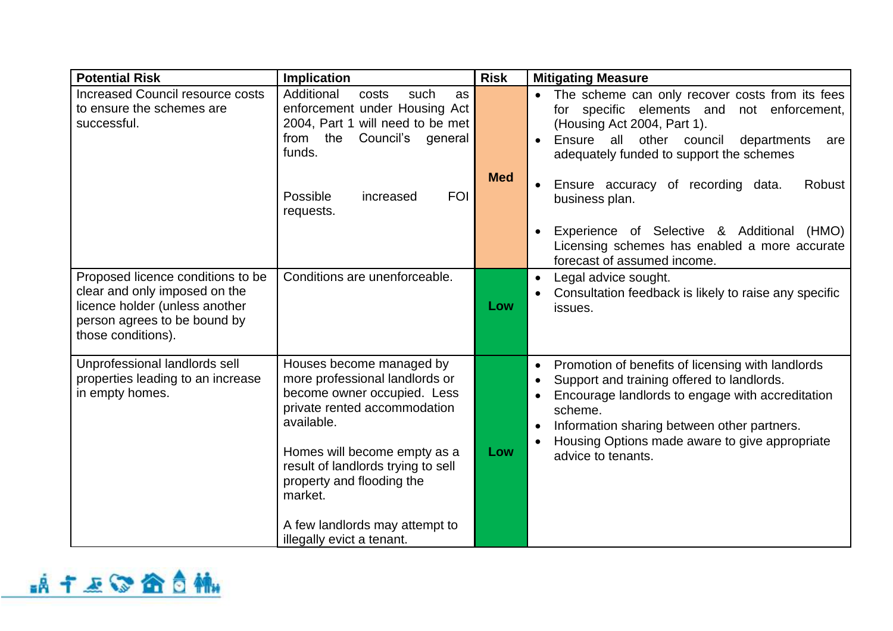| Potential Risk | Implication | Risk | Mitigating Measure |
|---|---|---|---|
| Increased Council resource costs to ensure the schemes are successful. | Additional costs such as enforcement under Housing Act 2004, Part 1 will need to be met from the Council's general funds.<br><br>Possible increased FOI requests. | Med | • The scheme can only recover costs from its fees for specific elements and not enforcement, (Housing Act 2004, Part 1).<br>• Ensure all other council departments are adequately funded to support the schemes<br><br>• Ensure accuracy of recording data. Robust business plan.<br><br>• Experience of Selective & Additional (HMO) Licensing schemes has enabled a more accurate forecast of assumed income. |
| Proposed licence conditions to be clear and only imposed on the licence holder (unless another person agrees to be bound by those conditions). | Conditions are unenforceable. | Low | • Legal advice sought.<br>• Consultation feedback is likely to raise any specific issues. |
| Unprofessional landlords sell properties leading to an increase in empty homes. | Houses become managed by more professional landlords or become owner occupied. Less private rented accommodation available.<br><br>Homes will become empty as a result of landlords trying to sell property and flooding the market.<br><br>A few landlords may attempt to illegally evict a tenant. | Low | • Promotion of benefits of licensing with landlords<br>• Support and training offered to landlords.<br>• Encourage landlords to engage with accreditation scheme.<br>• Information sharing between other partners.<br>• Housing Options made aware to give appropriate advice to tenants. |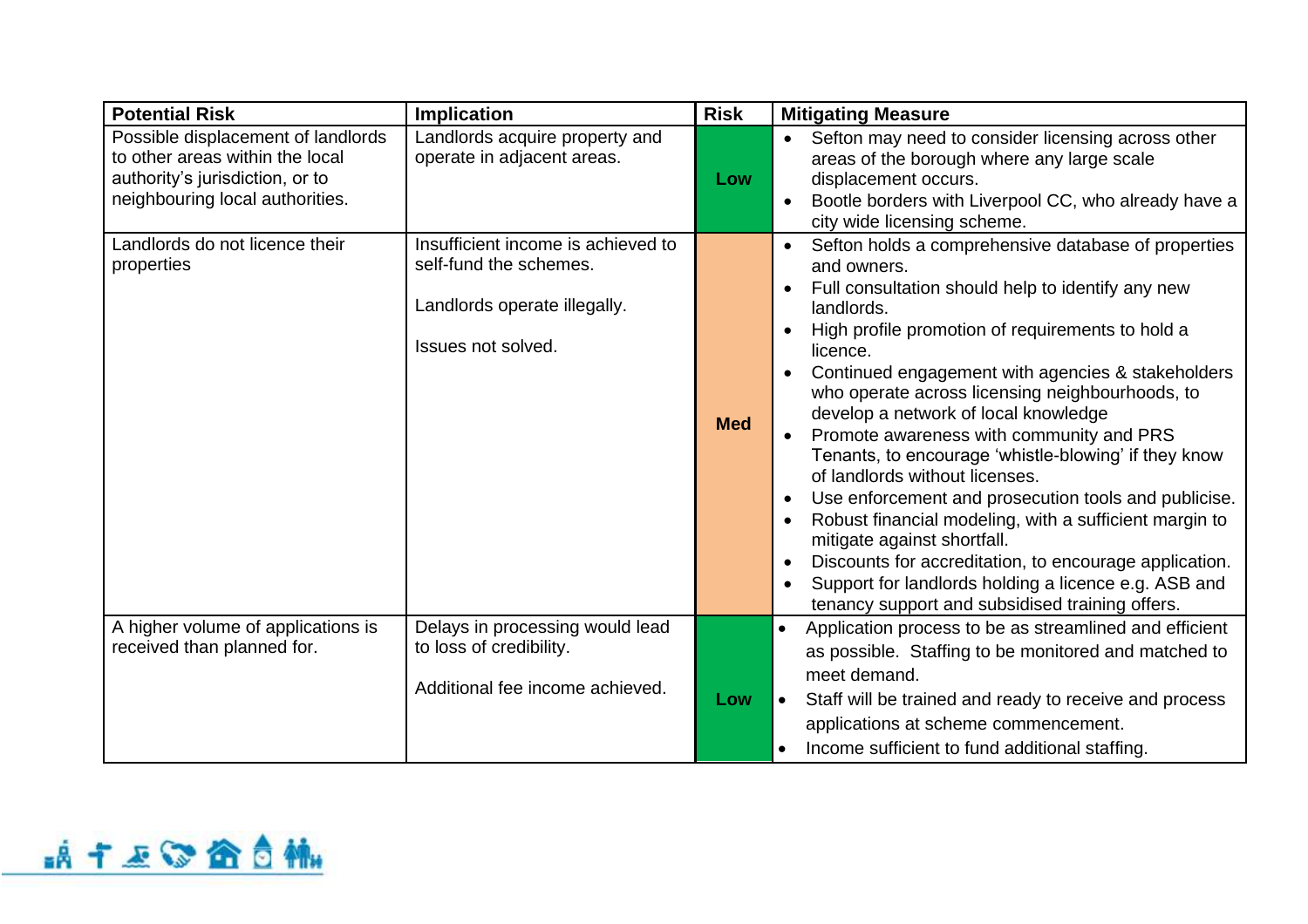| Potential Risk | Implication | Risk | Mitigating Measure |
|---|---|---|---|
| Possible displacement of landlords to other areas within the local authority's jurisdiction, or to neighbouring local authorities. | Landlords acquire property and operate in adjacent areas. | Low | • Sefton may need to consider licensing across other areas of the borough where any large scale displacement occurs.<br>• Bootle borders with Liverpool CC, who already have a city wide licensing scheme. |
| Landlords do not licence their properties | Insufficient income is achieved to self-fund the schemes.<br><br>Landlords operate illegally.<br><br>Issues not solved. | Med | • Sefton holds a comprehensive database of properties and owners.<br>• Full consultation should help to identify any new landlords.<br>• High profile promotion of requirements to hold a licence.<br>• Continued engagement with agencies & stakeholders who operate across licensing neighbourhoods, to develop a network of local knowledge<br>• Promote awareness with community and PRS Tenants, to encourage 'whistle-blowing' if they know of landlords without licenses.<br>• Use enforcement and prosecution tools and publicise.<br>• Robust financial modeling, with a sufficient margin to mitigate against shortfall.<br>• Discounts for accreditation, to encourage application.<br>• Support for landlords holding a licence e.g. ASB and tenancy support and subsidised training offers. |
| A higher volume of applications is received than planned for. | Delays in processing would lead to loss of credibility.<br><br>Additional fee income achieved. | Low | • Application process to be as streamlined and efficient as possible. Staffing to be monitored and matched to meet demand.<br>• Staff will be trained and ready to receive and process applications at scheme commencement.<br>• Income sufficient to fund additional staffing. |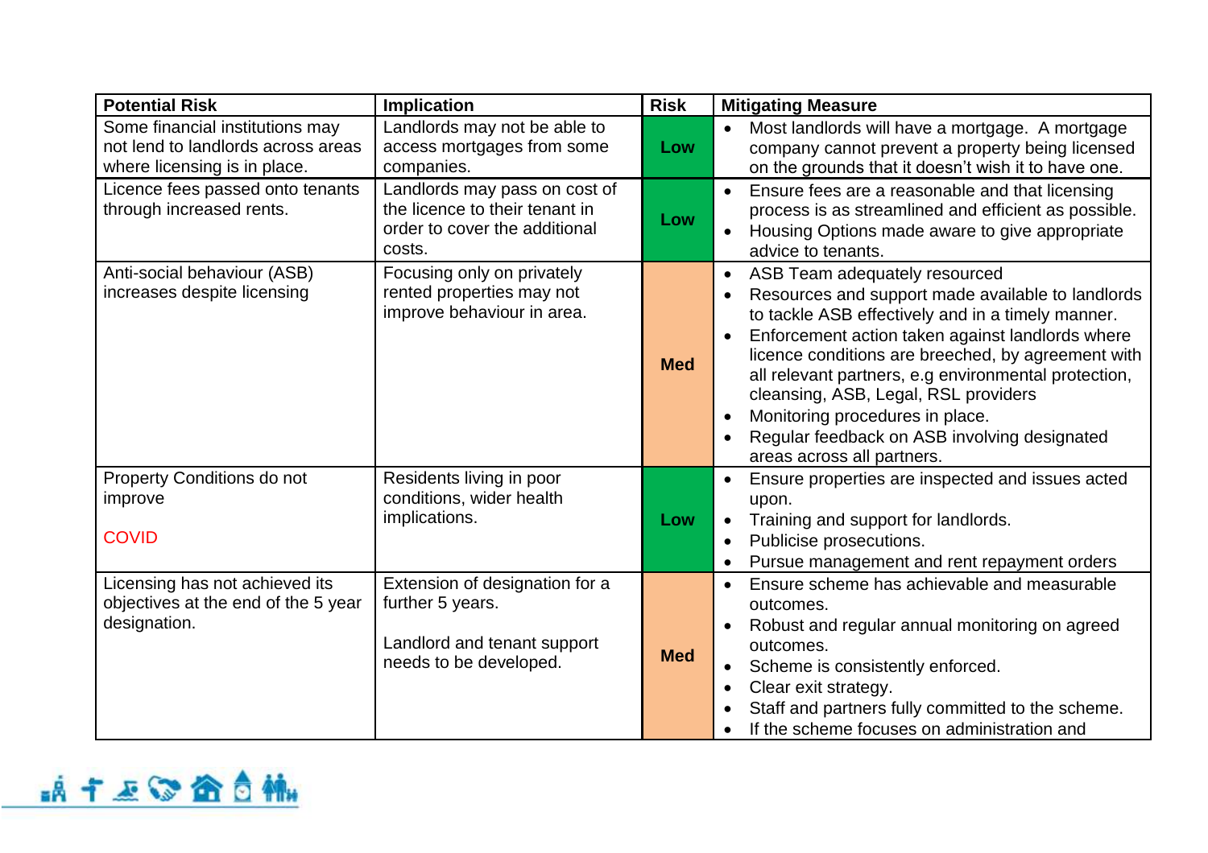| Potential Risk | Implication | Risk | Mitigating Measure |
|---|---|---|---|
| Some financial institutions may not lend to landlords across areas where licensing is in place. | Landlords may not be able to access mortgages from some companies. | Low | • Most landlords will have a mortgage. A mortgage company cannot prevent a property being licensed on the grounds that it doesn't wish it to have one. |
| Licence fees passed onto tenants through increased rents. | Landlords may pass on cost of the licence to their tenant in order to cover the additional costs. | Low | • Ensure fees are a reasonable and that licensing process is as streamlined and efficient as possible.<br>• Housing Options made aware to give appropriate advice to tenants. |
| Anti-social behaviour (ASB) increases despite licensing | Focusing only on privately rented properties may not improve behaviour in area. | Med | • ASB Team adequately resourced<br>• Resources and support made available to landlords to tackle ASB effectively and in a timely manner.<br>• Enforcement action taken against landlords where licence conditions are breeched, by agreement with all relevant partners, e.g environmental protection, cleansing, ASB, Legal, RSL providers<br>• Monitoring procedures in place.<br>• Regular feedback on ASB involving designated areas across all partners. |
| Property Conditions do not improve<br><br>COVID | Residents living in poor conditions, wider health implications. | Low | • Ensure properties are inspected and issues acted upon.<br>• Training and support for landlords.<br>• Publicise prosecutions.<br>• Pursue management and rent repayment orders |
| Licensing has not achieved its objectives at the end of the 5 year designation. | Extension of designation for a further 5 years.<br><br>Landlord and tenant support needs to be developed. | Med | • Ensure scheme has achievable and measurable outcomes.<br>• Robust and regular annual monitoring on agreed outcomes.<br>• Scheme is consistently enforced.<br>• Clear exit strategy.<br>• Staff and partners fully committed to the scheme.<br>• If the scheme focuses on administration and |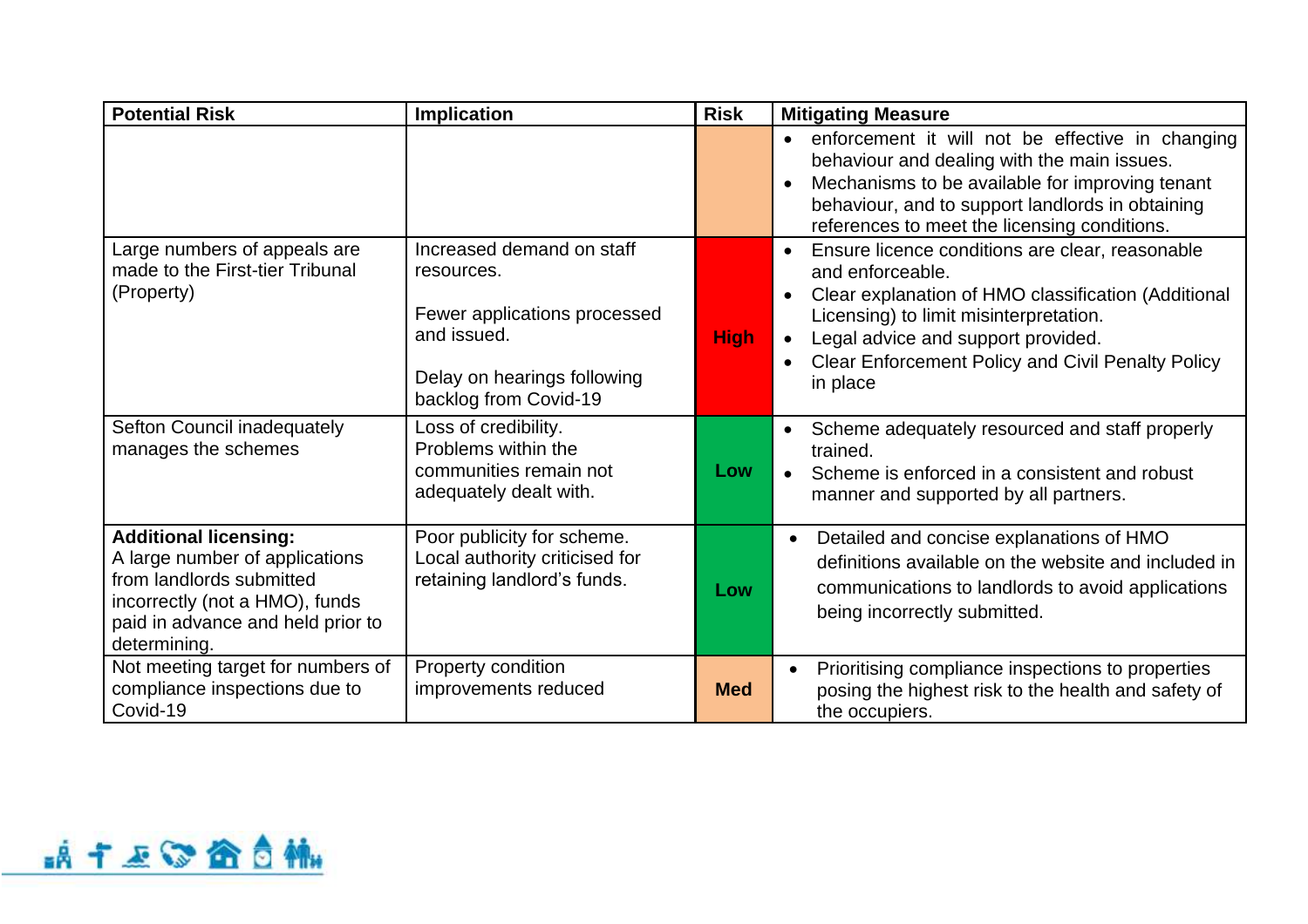| Potential Risk | Implication | Risk | Mitigating Measure |
|---|---|---|---|
| | | | • enforcement it will not be effective in changing behaviour and dealing with the main issues.<br>• Mechanisms to be available for improving tenant behaviour, and to support landlords in obtaining references to meet the licensing conditions. |
| Large numbers of appeals are made to the First-tier Tribunal (Property) | Increased demand on staff resources.<br><br>Fewer applications processed and issued.<br><br>Delay on hearings following backlog from Covid-19 | **High** | • Ensure licence conditions are clear, reasonable and enforceable.<br>• Clear explanation of HMO classification (Additional Licensing) to limit misinterpretation.<br>• Legal advice and support provided.<br>• Clear Enforcement Policy and Civil Penalty Policy in place |
| Sefton Council inadequately manages the schemes | Loss of credibility.<br>Problems within the communities remain not adequately dealt with. | **Low** | • Scheme adequately resourced and staff properly trained.<br>• Scheme is enforced in a consistent and robust manner and supported by all partners. |
| **Additional licensing:**<br>A large number of applications from landlords submitted incorrectly (not a HMO), funds paid in advance and held prior to determining. | Poor publicity for scheme.<br>Local authority criticised for retaining landlord's funds. | **Low** | • Detailed and concise explanations of HMO definitions available on the website and included in communications to landlords to avoid applications being incorrectly submitted. |
| Not meeting target for numbers of compliance inspections due to Covid-19 | Property condition improvements reduced | **Med** | • Prioritising compliance inspections to properties posing the highest risk to the health and safety of the occupiers. |